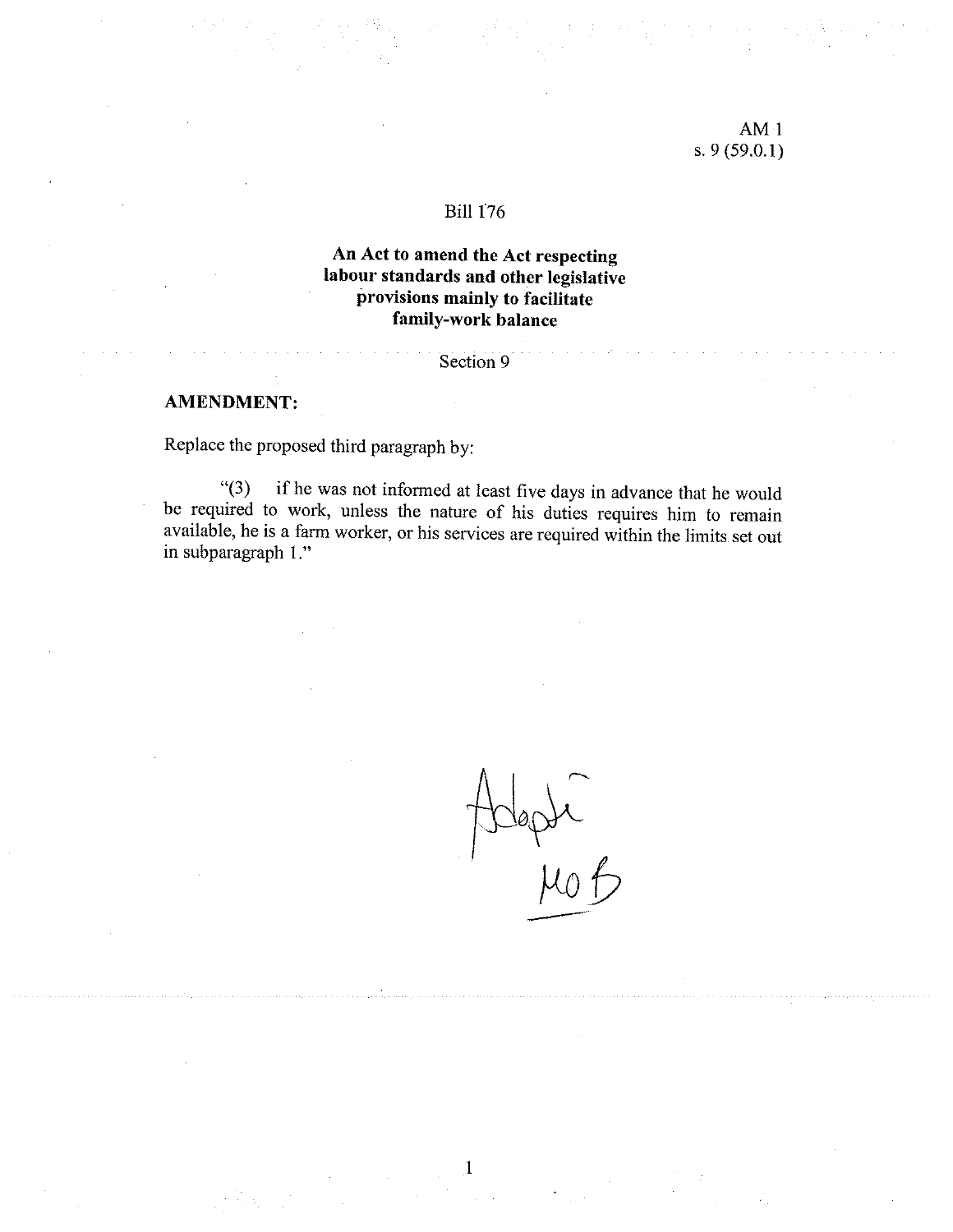AM 1
s. 9 (59.0.1)

Bill 176

**An Act to amend the Act respecting labour standards and other legislative provisions mainly to facilitate family-work balance**

Section 9

**AMENDMENT:**

Replace the proposed third paragraph by:

"(3) if he was not informed at least five days in advance that he would be required to work, unless the nature of his duties requires him to remain available, he is a farm worker, or his services are required within the limits set out in subparagraph 1."

Adopté
MOB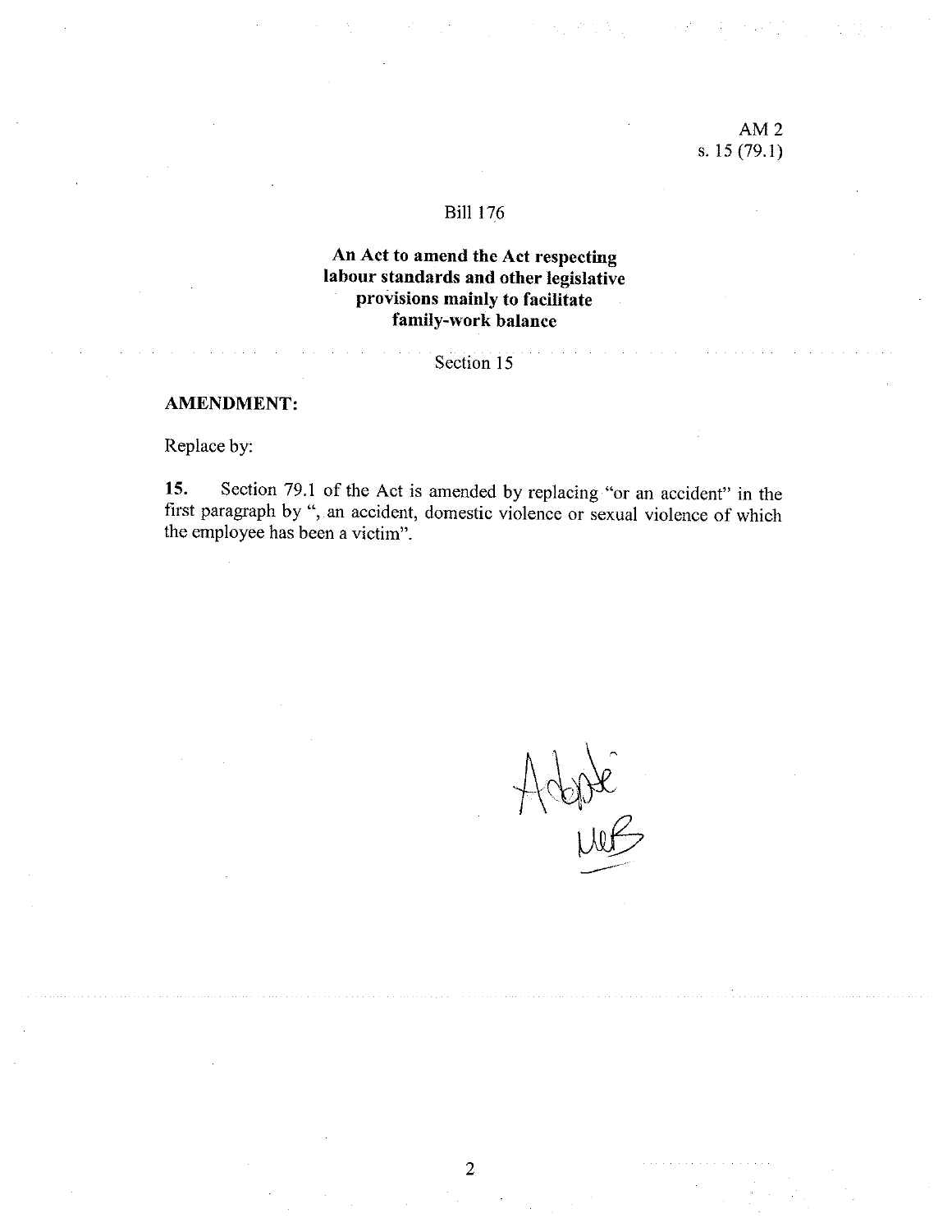AM 2
s. 15 (79.1)

Bill 176

**An Act to amend the Act respecting labour standards and other legislative provisions mainly to facilitate family-work balance**

Section 15

**AMENDMENT:**

Replace by:

**15.** Section 79.1 of the Act is amended by replacing "or an accident" in the first paragraph by ", an accident, domestic violence or sexual violence of which the employee has been a victim".

Adopté
MB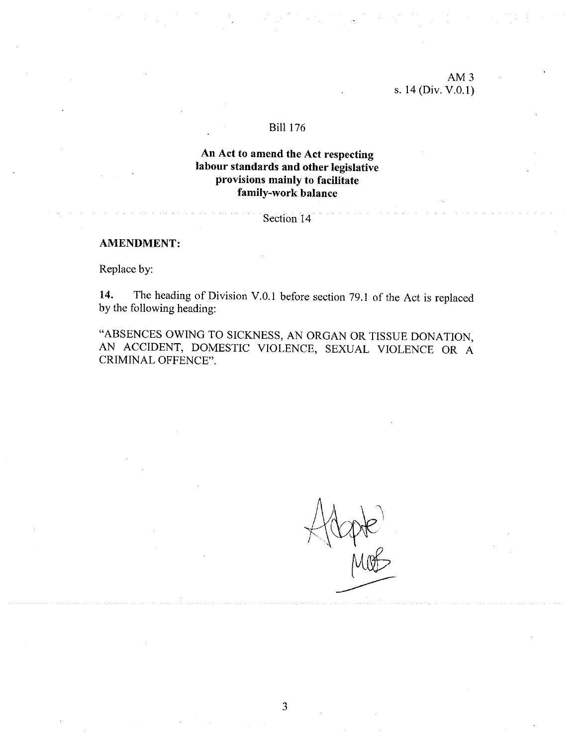AM 3
s. 14 (Div. V.0.1)

Bill 176

**An Act to amend the Act respecting labour standards and other legislative provisions mainly to facilitate family-work balance**

Section 14

**AMENDMENT:**

Replace by:

**14.** The heading of Division V.0.1 before section 79.1 of the Act is replaced by the following heading:

"ABSENCES OWING TO SICKNESS, AN ORGAN OR TISSUE DONATION, AN ACCIDENT, DOMESTIC VIOLENCE, SEXUAL VIOLENCE OR A CRIMINAL OFFENCE".

Adopté
MOB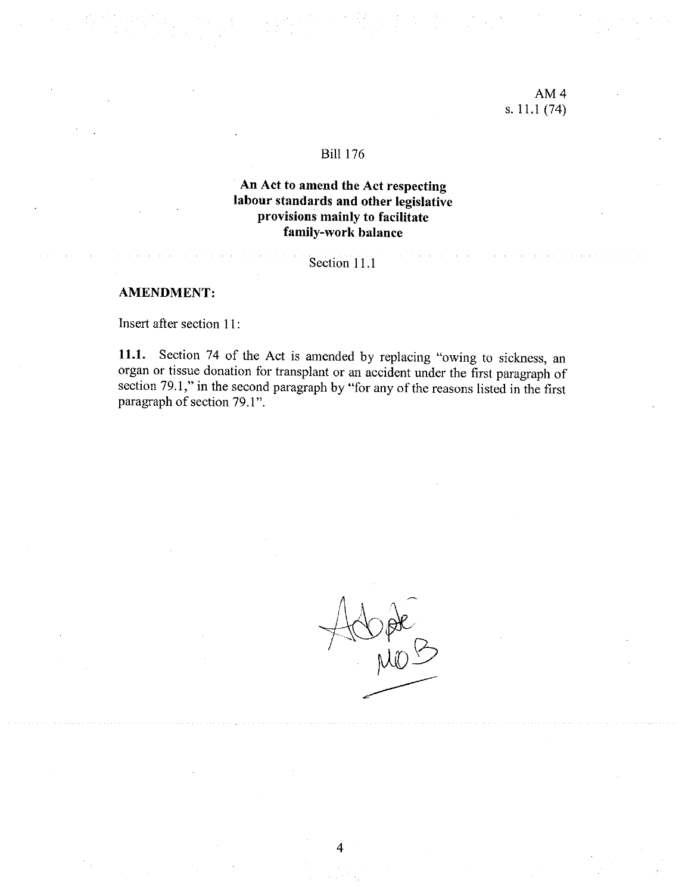AM 4
s. 11.1 (74)

Bill 176

**An Act to amend the Act respecting labour standards and other legislative provisions mainly to facilitate family-work balance**

Section 11.1

**AMENDMENT:**

Insert after section 11:

**11.1.** Section 74 of the Act is amended by replacing "owing to sickness, an organ or tissue donation for transplant or an accident under the first paragraph of section 79.1," in the second paragraph by "for any of the reasons listed in the first paragraph of section 79.1".

Adopté
MO B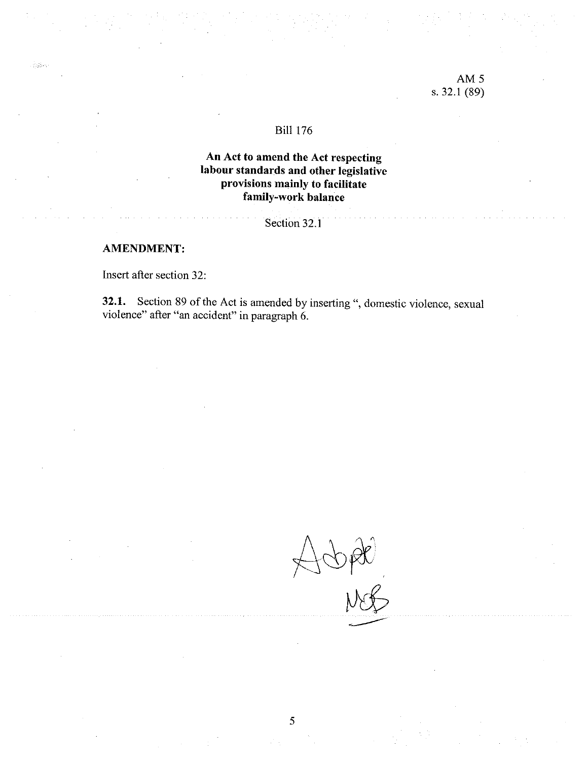AM 5
s. 32.1 (89)

Bill 176

**An Act to amend the Act respecting labour standards and other legislative provisions mainly to facilitate family-work balance**

Section 32.1

**AMENDMENT:**

Insert after section 32:

**32.1.** Section 89 of the Act is amended by inserting ", domestic violence, sexual violence" after "an accident" in paragraph 6.

Adopté
MB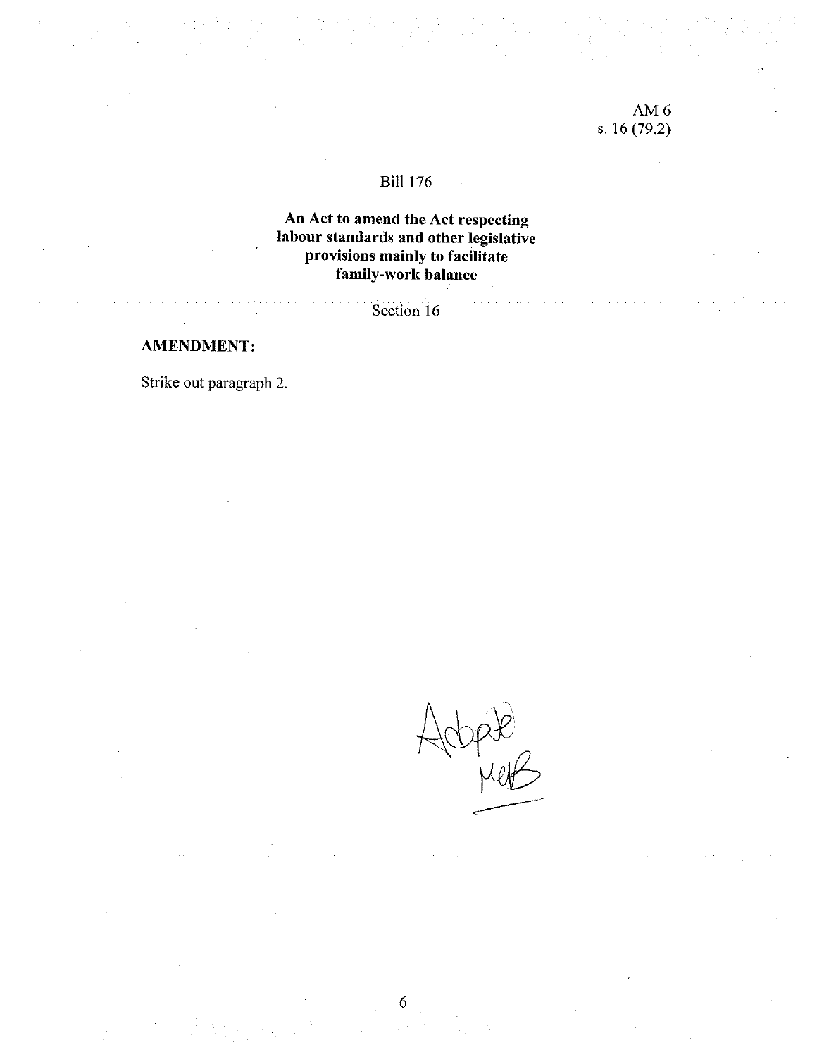AM 6
s. 16 (79.2)

Bill 176

**An Act to amend the Act respecting labour standards and other legislative provisions mainly to facilitate family-work balance**

Section 16

**AMENDMENT:**

Strike out paragraph 2.

Adopté
MKB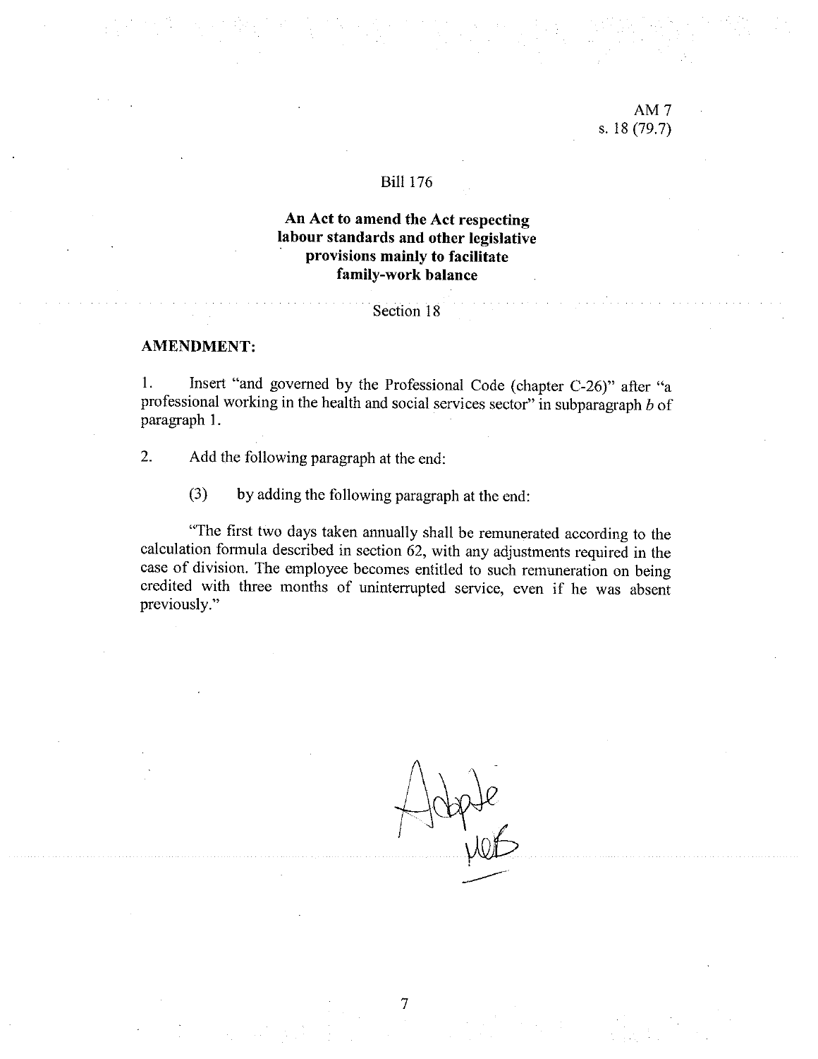AM 7
s. 18 (79.7)

Bill 176

**An Act to amend the Act respecting labour standards and other legislative provisions mainly to facilitate family-work balance**

Section 18

**AMENDMENT:**

1. Insert "and governed by the Professional Code (chapter C-26)" after "a professional working in the health and social services sector" in subparagraph *b* of paragraph 1.

2. Add the following paragraph at the end:

   (3) by adding the following paragraph at the end:

   "The first two days taken annually shall be remunerated according to the calculation formula described in section 62, with any adjustments required in the case of division. The employee becomes entitled to such remuneration on being credited with three months of uninterrupted service, even if he was absent previously."

Adopté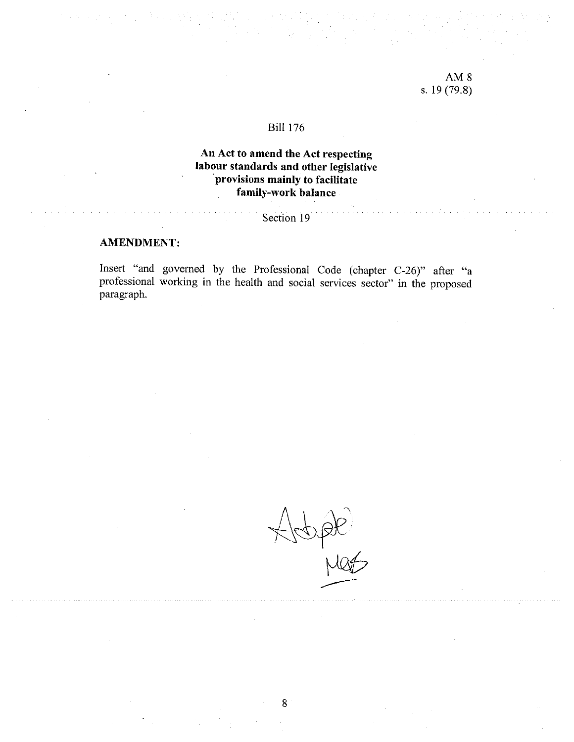AM 8
s. 19 (79.8)

Bill 176

**An Act to amend the Act respecting labour standards and other legislative provisions mainly to facilitate family-work balance**

Section 19

**AMENDMENT:**

Insert "and governed by the Professional Code (chapter C-26)" after "a professional working in the health and social services sector" in the proposed paragraph.

Adopté

MAS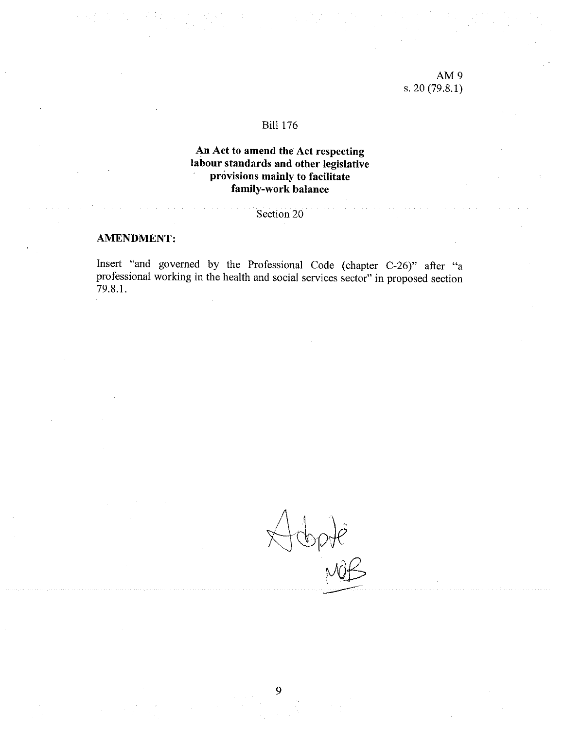AM 9
s. 20 (79.8.1)

Bill 176

**An Act to amend the Act respecting labour standards and other legislative provisions mainly to facilitate family-work balance**

Section 20

**AMENDMENT:**

Insert "and governed by the Professional Code (chapter C-26)" after "a professional working in the health and social services sector" in proposed section 79.8.1.

Adopté
MOB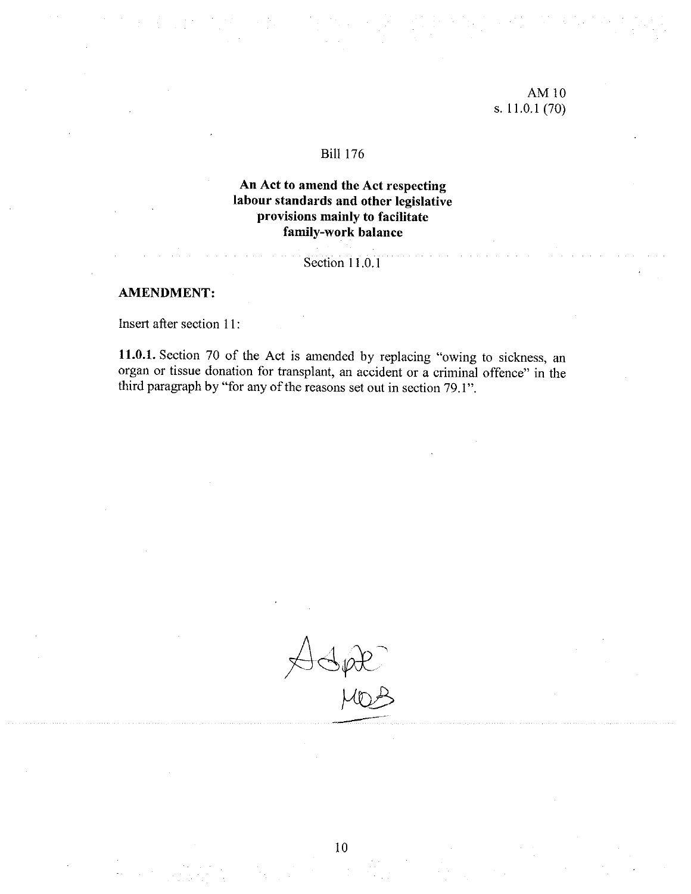AM 10
s. 11.0.1 (70)

Bill 176

**An Act to amend the Act respecting labour standards and other legislative provisions mainly to facilitate family-work balance**

Section 11.0.1

**AMENDMENT:**

Insert after section 11:

**11.0.1.** Section 70 of the Act is amended by replacing "owing to sickness, an organ or tissue donation for transplant, an accident or a criminal offence" in the third paragraph by "for any of the reasons set out in section 79.1".

Adopté
MOB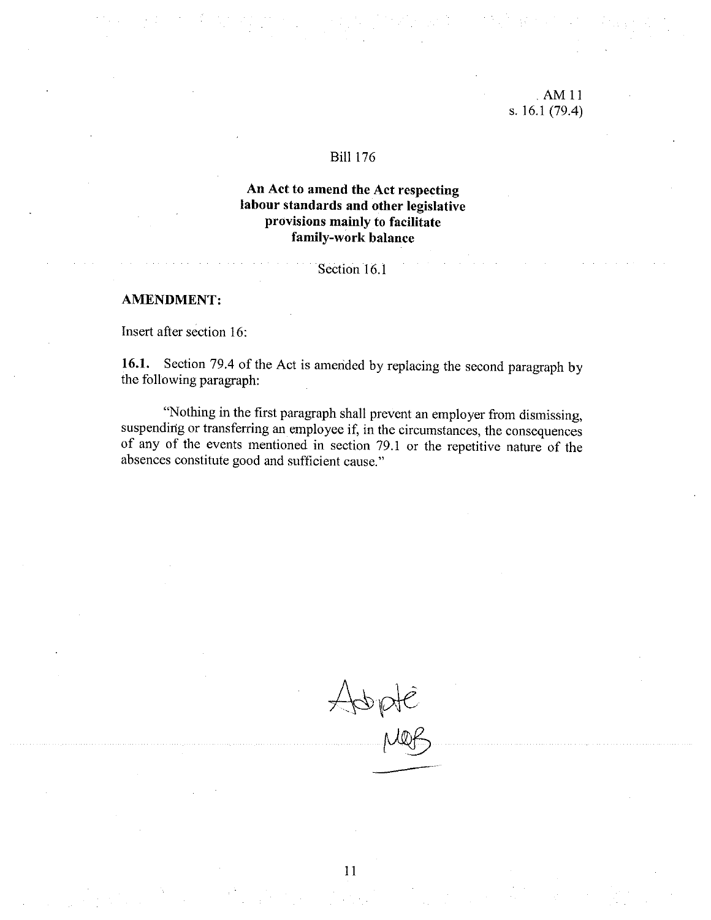AM 11
s. 16.1 (79.4)

Bill 176

**An Act to amend the Act respecting labour standards and other legislative provisions mainly to facilitate family-work balance**

Section 16.1

**AMENDMENT:**

Insert after section 16:

**16.1.** Section 79.4 of the Act is amended by replacing the second paragraph by the following paragraph:

"Nothing in the first paragraph shall prevent an employer from dismissing, suspending or transferring an employee if, in the circumstances, the consequences of any of the events mentioned in section 79.1 or the repetitive nature of the absences constitute good and sufficient cause."

Adopté
MQB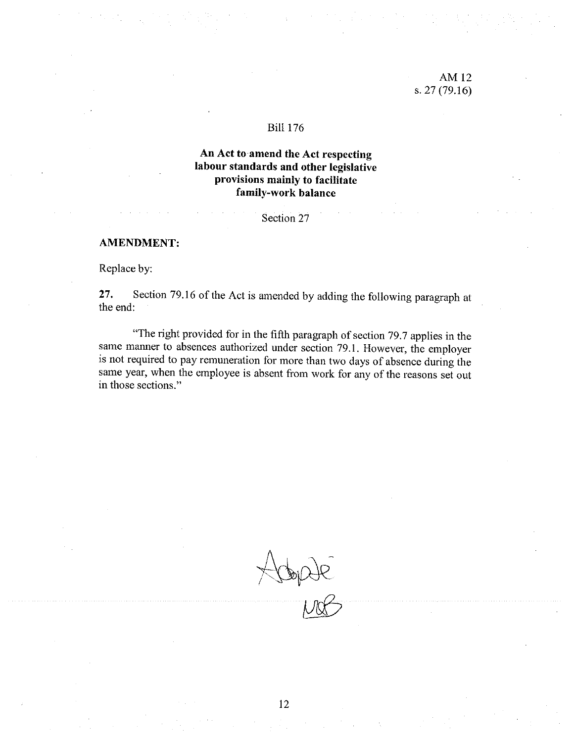AM 12
s. 27 (79.16)

Bill 176

**An Act to amend the Act respecting labour standards and other legislative provisions mainly to facilitate family-work balance**

Section 27

**AMENDMENT:**

Replace by:

**27.** Section 79.16 of the Act is amended by adding the following paragraph at the end:

"The right provided for in the fifth paragraph of section 79.7 applies in the same manner to absences authorized under section 79.1. However, the employer is not required to pay remuneration for more than two days of absence during the same year, when the employee is absent from work for any of the reasons set out in those sections."

Adopté
MB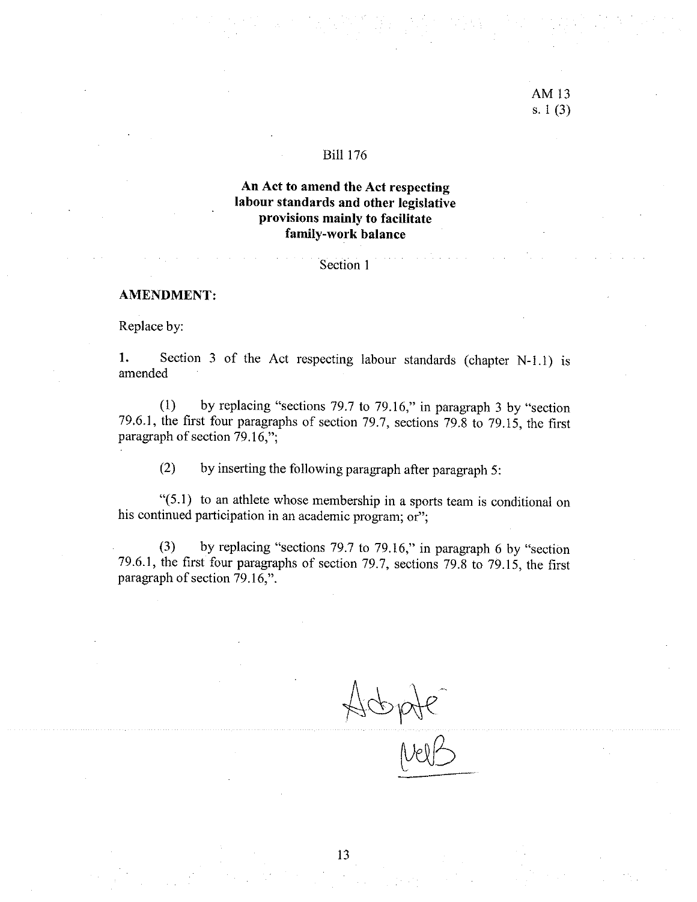AM 13
s. 1 (3)

Bill 176

**An Act to amend the Act respecting labour standards and other legislative provisions mainly to facilitate family-work balance**

Section 1

**AMENDMENT:**

Replace by:

**1.** Section 3 of the Act respecting labour standards (chapter N-1.1) is amended

(1) by replacing "sections 79.7 to 79.16," in paragraph 3 by "section 79.6.1, the first four paragraphs of section 79.7, sections 79.8 to 79.15, the first paragraph of section 79.16,";

(2) by inserting the following paragraph after paragraph 5:

"(5.1) to an athlete whose membership in a sports team is conditional on his continued participation in an academic program; or";

(3) by replacing "sections 79.7 to 79.16," in paragraph 6 by "section 79.6.1, the first four paragraphs of section 79.7, sections 79.8 to 79.15, the first paragraph of section 79.16,".

Adopté
NelB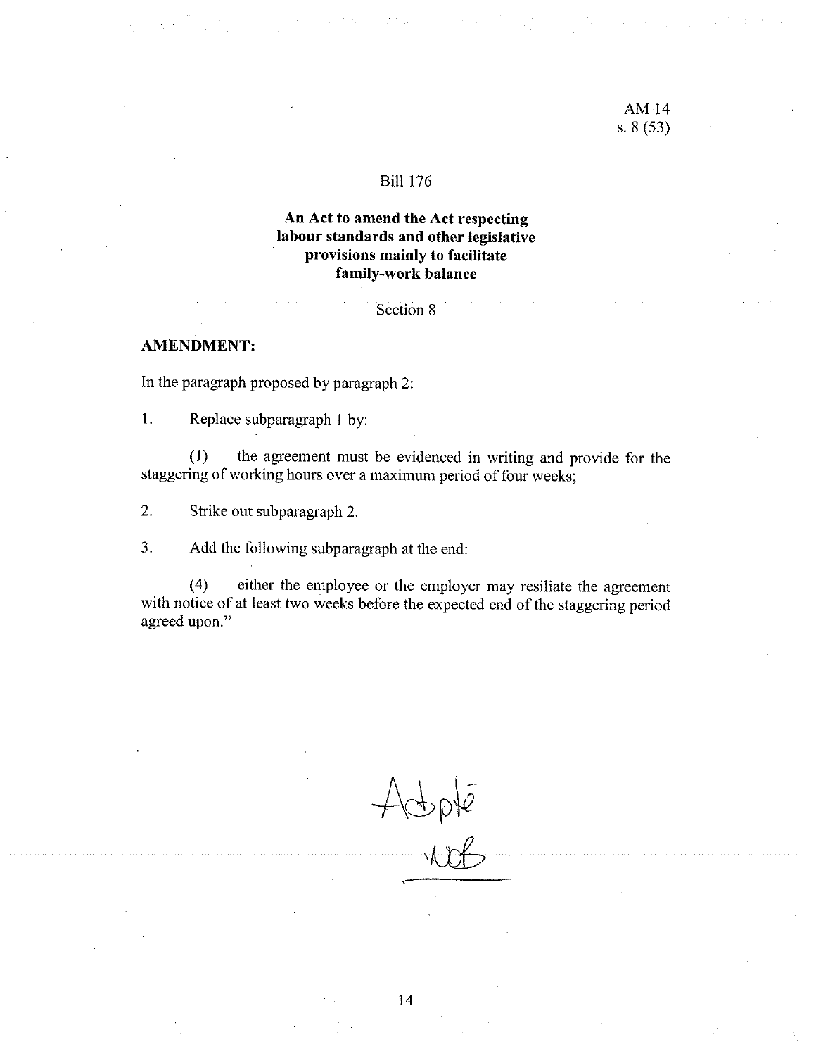AM 14
s. 8 (53)

Bill 176

**An Act to amend the Act respecting labour standards and other legislative provisions mainly to facilitate family-work balance**

Section 8

**AMENDMENT:**

In the paragraph proposed by paragraph 2:

1. Replace subparagraph 1 by:

 (1) the agreement must be evidenced in writing and provide for the staggering of working hours over a maximum period of four weeks;

2. Strike out subparagraph 2.

3. Add the following subparagraph at the end:

 (4) either the employee or the employer may resiliate the agreement with notice of at least two weeks before the expected end of the staggering period agreed upon."

Adopté
NOB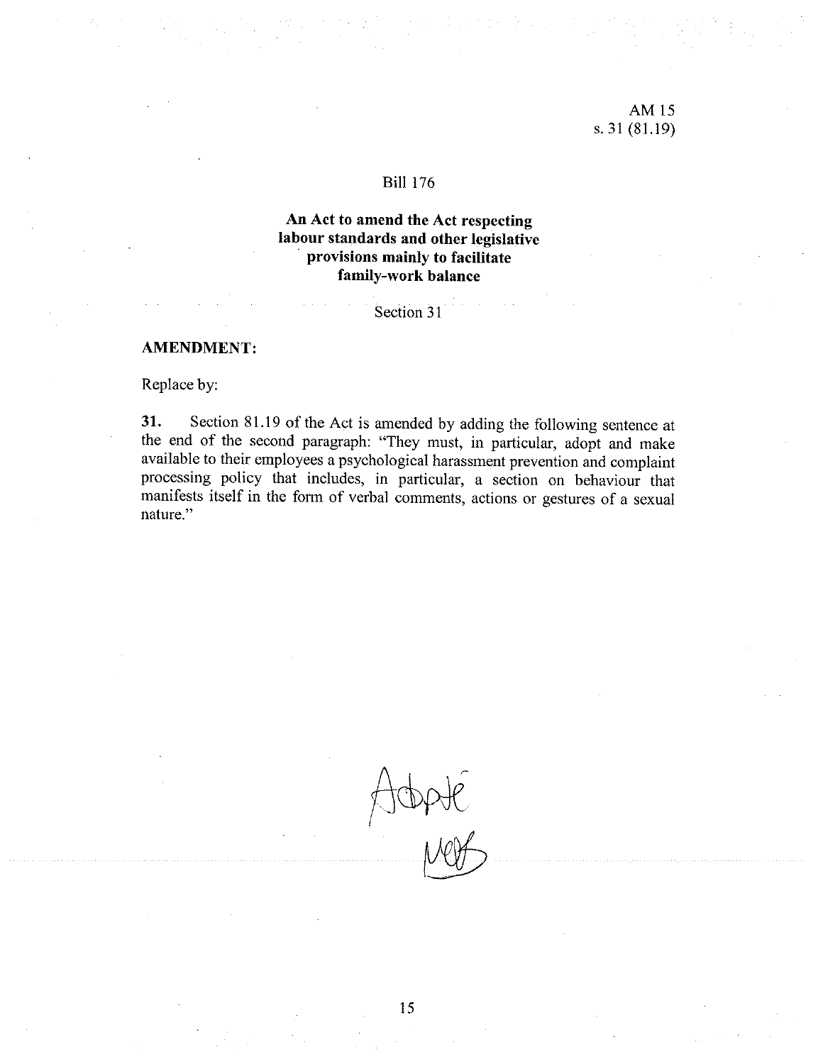AM 15
s. 31 (81.19)

Bill 176

**An Act to amend the Act respecting labour standards and other legislative provisions mainly to facilitate family-work balance**

Section 31

**AMENDMENT:**

Replace by:

**31.** Section 81.19 of the Act is amended by adding the following sentence at the end of the second paragraph: "They must, in particular, adopt and make available to their employees a psychological harassment prevention and complaint processing policy that includes, in particular, a section on behaviour that manifests itself in the form of verbal comments, actions or gestures of a sexual nature."

Adopté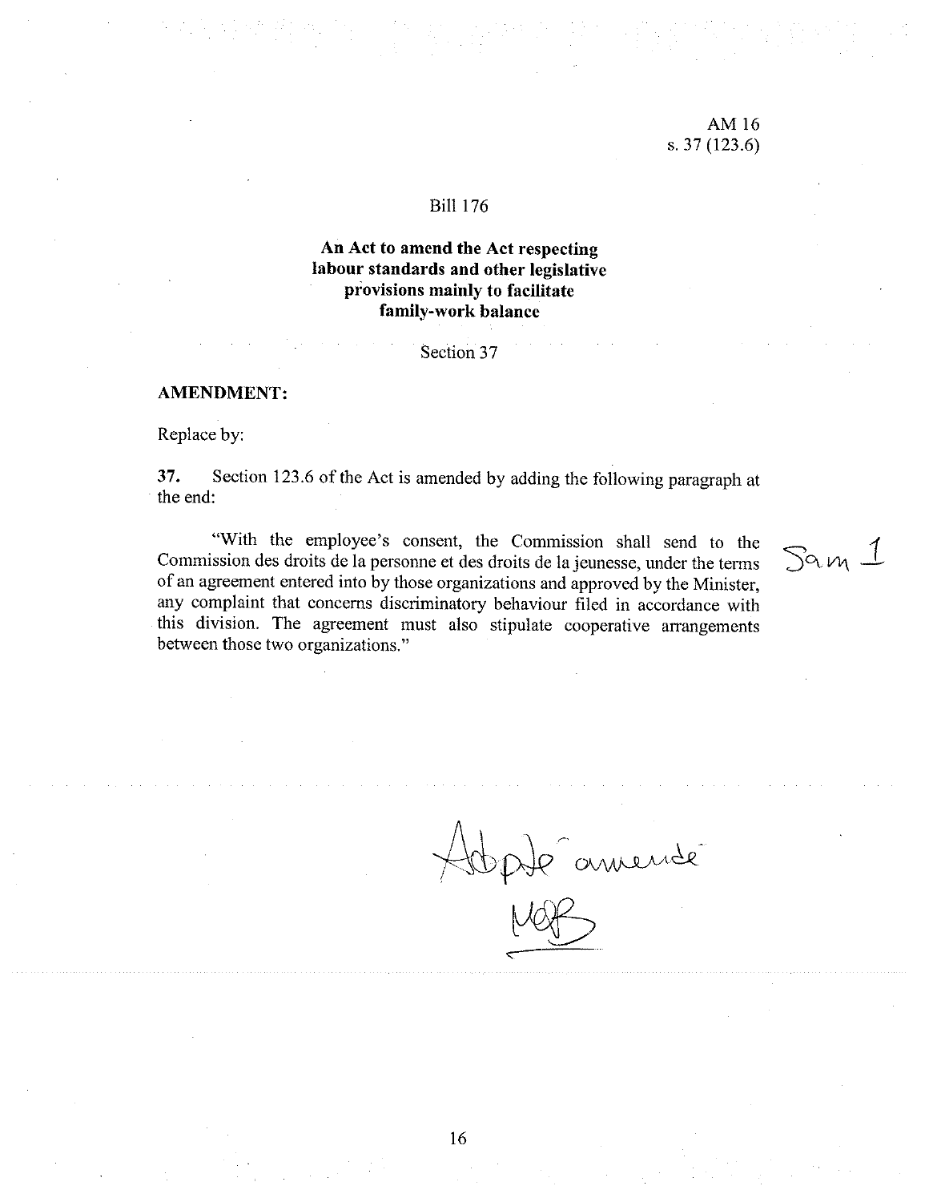AM 16
s. 37 (123.6)

Bill 176

**An Act to amend the Act respecting labour standards and other legislative provisions mainly to facilitate family-work balance**

Section 37

**AMENDMENT:**

Replace by:

**37.** Section 123.6 of the Act is amended by adding the following paragraph at the end:

"With the employee's consent, the Commission shall send to the Commission des droits de la personne et des droits de la jeunesse, under the terms of an agreement entered into by those organizations and approved by the Minister, any complaint that concerns discriminatory behaviour filed in accordance with this division. The agreement must also stipulate cooperative arrangements between those two organizations."

Sam 1

Adopté amendé

MGB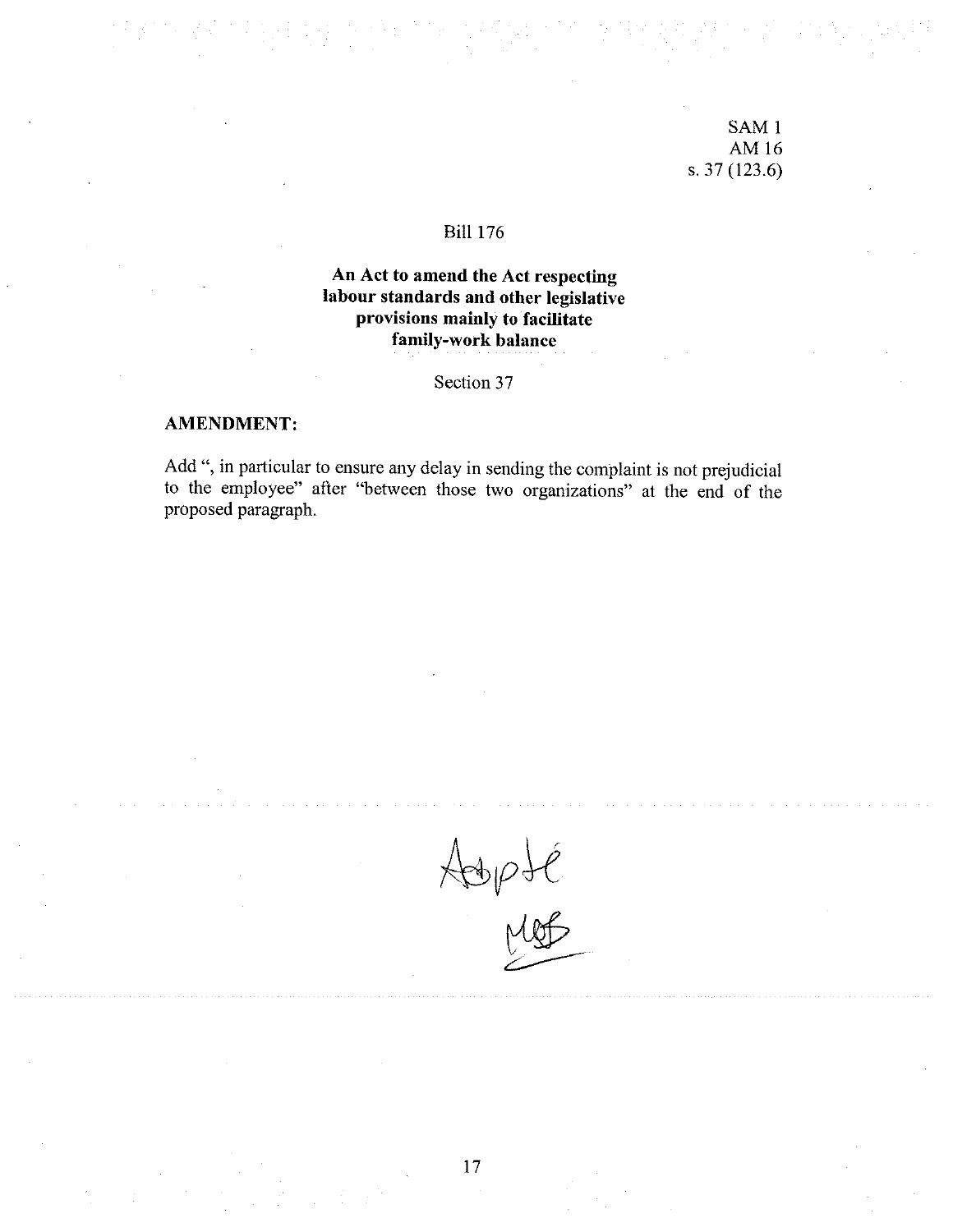SAM 1
AM 16
s. 37 (123.6)

Bill 176

**An Act to amend the Act respecting labour standards and other legislative provisions mainly to facilitate family-work balance**

Section 37

**AMENDMENT:**

Add ", in particular to ensure any delay in sending the complaint is not prejudicial to the employee" after "between those two organizations" at the end of the proposed paragraph.

Adopté
MGB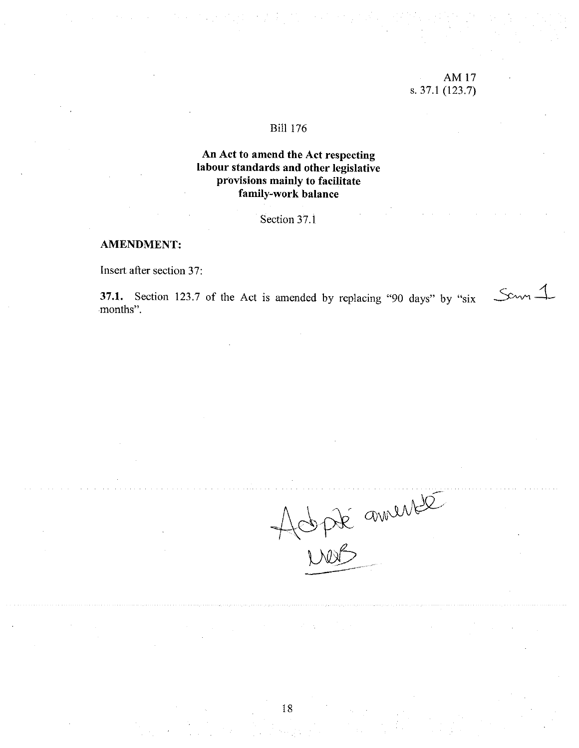AM 17
s. 37.1 (123.7)

Bill 176

**An Act to amend the Act respecting labour standards and other legislative provisions mainly to facilitate family-work balance**

Section 37.1

**AMENDMENT:**

Insert after section 37:

**37.1.** Section 123.7 of the Act is amended by replacing "90 days" by "six months".

Scm 1

Adopté amendé
MB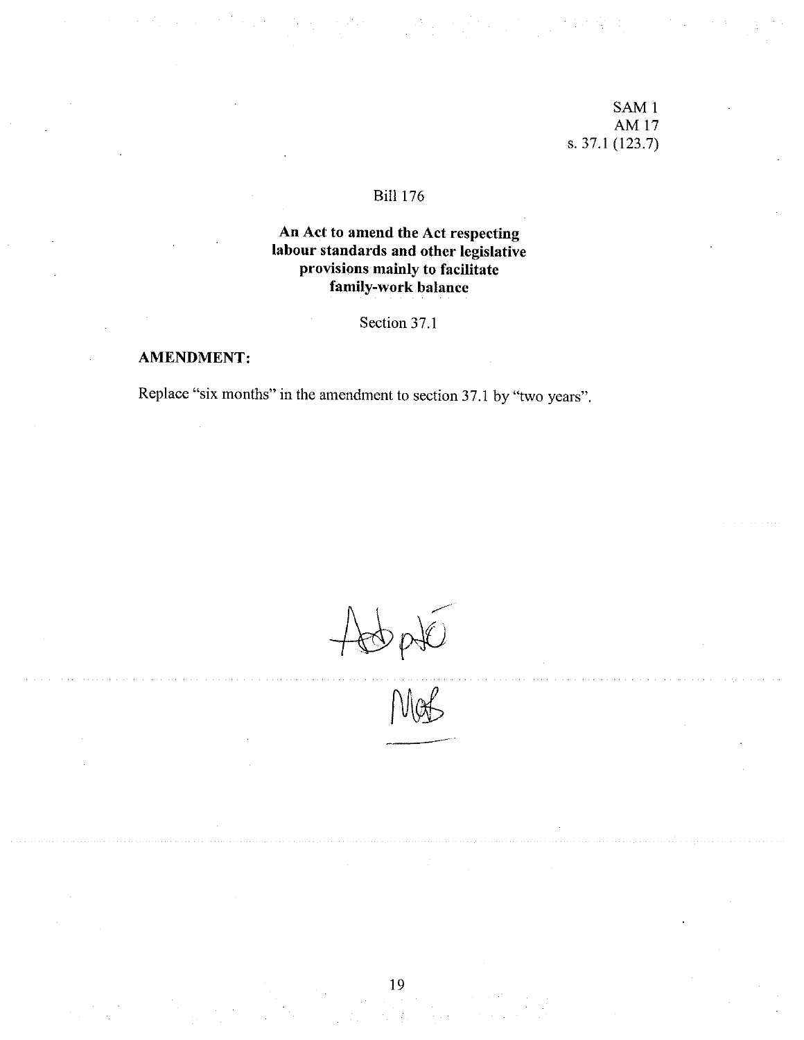SAM 1
AM 17
s. 37.1 (123.7)

Bill 176

**An Act to amend the Act respecting labour standards and other legislative provisions mainly to facilitate family-work balance**

Section 37.1

**AMENDMENT:**

Replace "six months" in the amendment to section 37.1 by "two years".

Adopté

MaB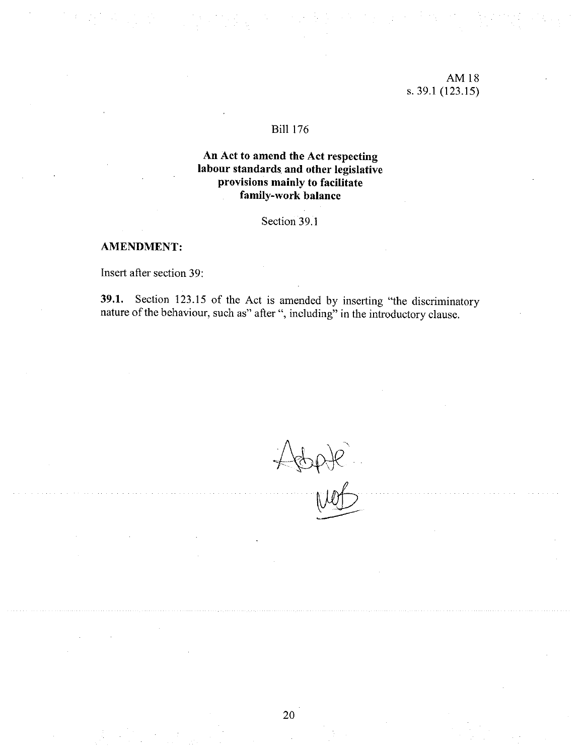AM 18
s. 39.1 (123.15)

Bill 176

**An Act to amend the Act respecting labour standards and other legislative provisions mainly to facilitate family-work balance**

Section 39.1

**AMENDMENT:**

Insert after section 39:

**39.1.** Section 123.15 of the Act is amended by inserting "the discriminatory nature of the behaviour, such as" after ", including" in the introductory clause.

Adopté
MB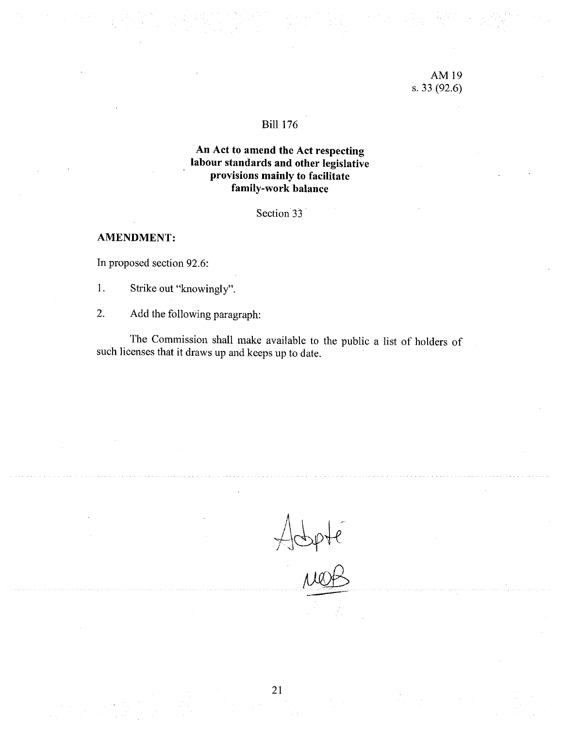AM 19
s. 33 (92.6)

Bill 176

**An Act to amend the Act respecting labour standards and other legislative provisions mainly to facilitate family-work balance**

Section 33

**AMENDMENT:**

In proposed section 92.6:

1. Strike out "knowingly".

2. Add the following paragraph:

The Commission shall make available to the public a list of holders of such licenses that it draws up and keeps up to date.

Adopté
MOB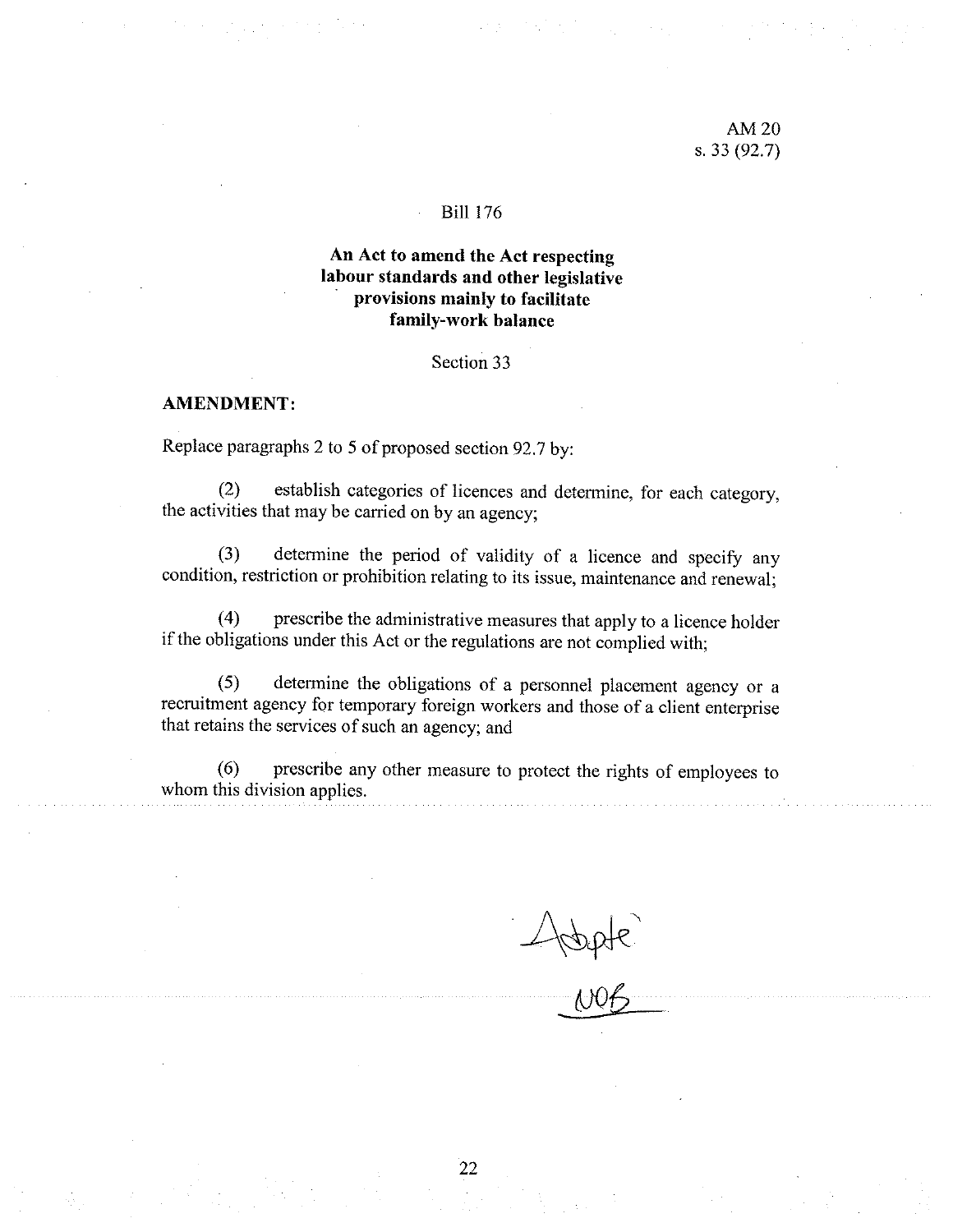AM 20
s. 33 (92.7)

Bill 176

**An Act to amend the Act respecting labour standards and other legislative provisions mainly to facilitate family-work balance**

Section 33

**AMENDMENT:**

Replace paragraphs 2 to 5 of proposed section 92.7 by:

(2) establish categories of licences and determine, for each category, the activities that may be carried on by an agency;

(3) determine the period of validity of a licence and specify any condition, restriction or prohibition relating to its issue, maintenance and renewal;

(4) prescribe the administrative measures that apply to a licence holder if the obligations under this Act or the regulations are not complied with;

(5) determine the obligations of a personnel placement agency or a recruitment agency for temporary foreign workers and those of a client enterprise that retains the services of such an agency; and

(6) prescribe any other measure to protect the rights of employees to whom this division applies.

Adopté

NOB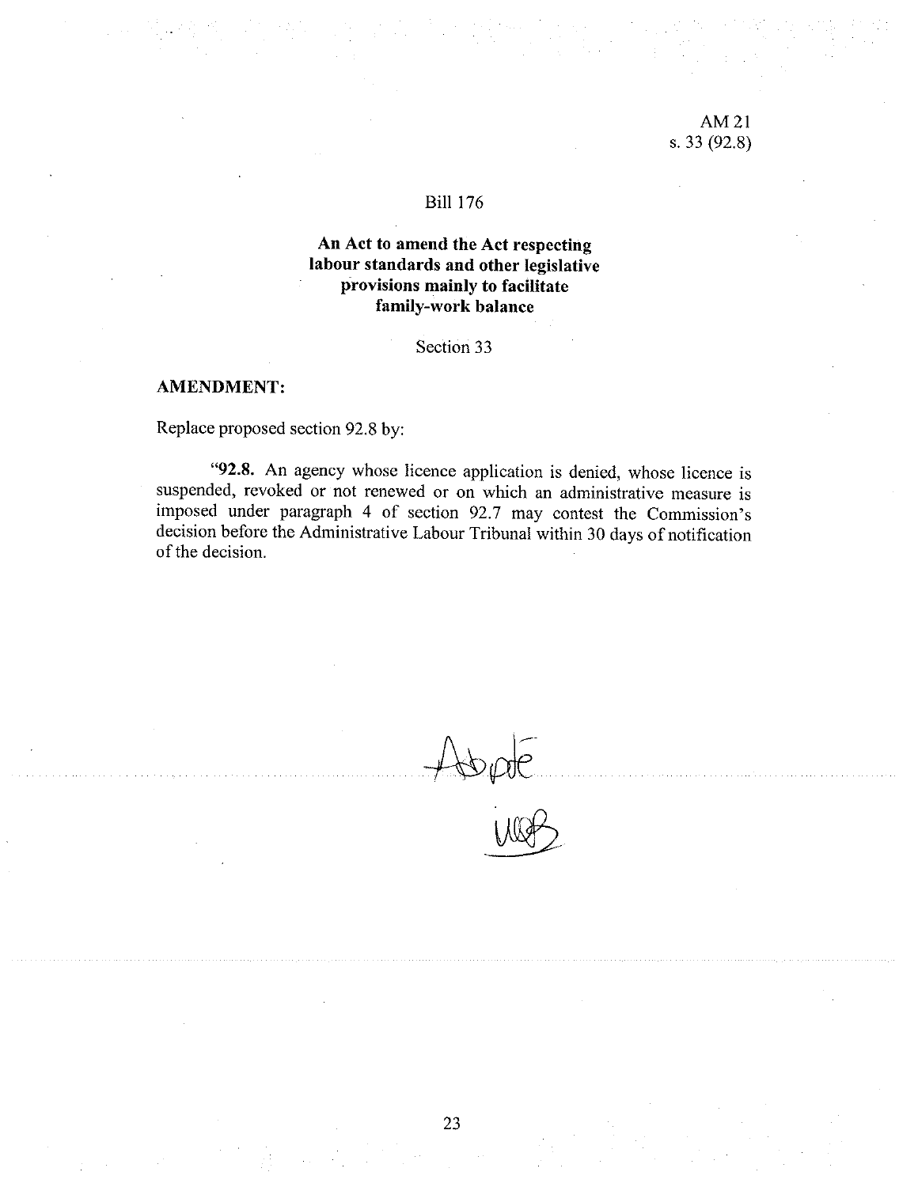AM 21
s. 33 (92.8)

Bill 176

**An Act to amend the Act respecting labour standards and other legislative provisions mainly to facilitate family-work balance**

Section 33

**AMENDMENT:**

Replace proposed section 92.8 by:

"**92.8.** An agency whose licence application is denied, whose licence is suspended, revoked or not renewed or on which an administrative measure is imposed under paragraph 4 of section 92.7 may contest the Commission's decision before the Administrative Labour Tribunal within 30 days of notification of the decision.

Adopté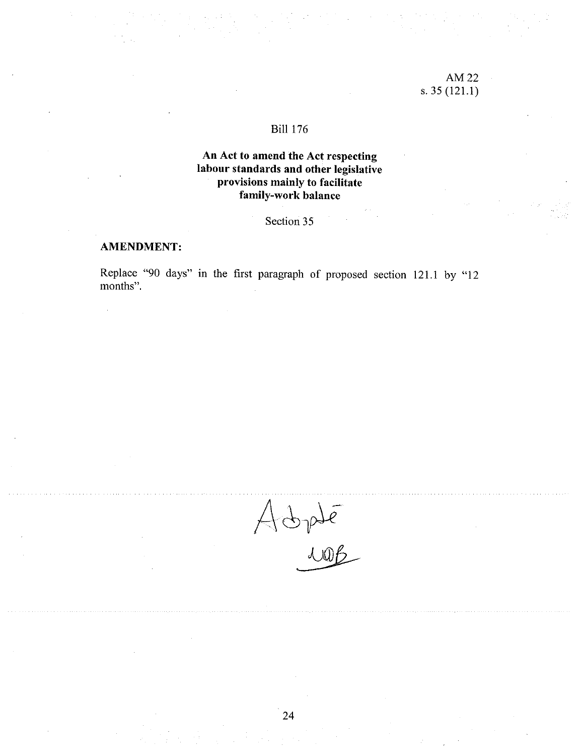AM 22
s. 35 (121.1)

Bill 176

**An Act to amend the Act respecting labour standards and other legislative provisions mainly to facilitate family-work balance**

Section 35

**AMENDMENT:**

Replace "90 days" in the first paragraph of proposed section 121.1 by "12 months".

Adopté
UOB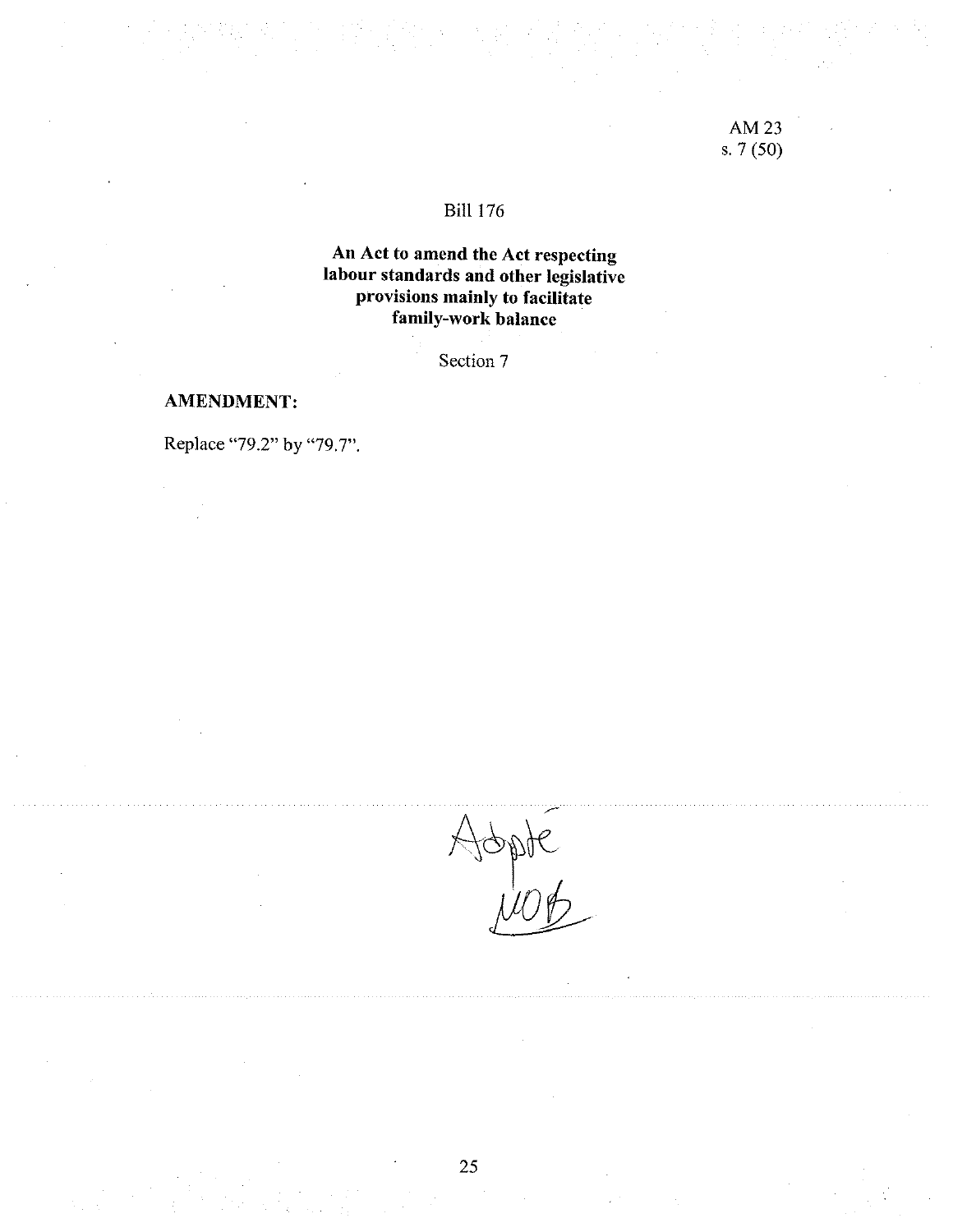AM 23
s. 7 (50)

Bill 176

**An Act to amend the Act respecting labour standards and other legislative provisions mainly to facilitate family-work balance**

Section 7

**AMENDMENT:**

Replace "79.2" by "79.7".

Adopté
MOB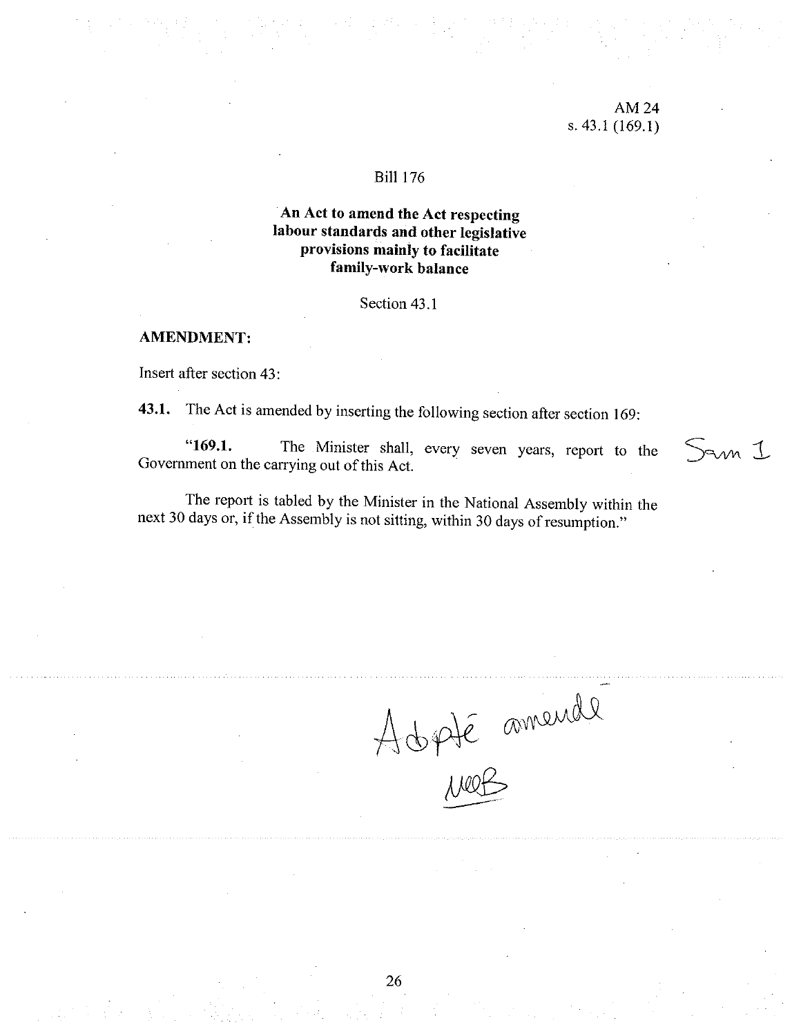AM 24
s. 43.1 (169.1)

Bill 176

**An Act to amend the Act respecting labour standards and other legislative provisions mainly to facilitate family-work balance**

Section 43.1

**AMENDMENT:**

Insert after section 43:

**43.1.** The Act is amended by inserting the following section after section 169:

"**169.1.** The Minister shall, every seven years, report to the Government on the carrying out of this Act.

The report is tabled by the Minister in the National Assembly within the next 30 days or, if the Assembly is not sitting, within 30 days of resumption."

Sam I

Adopté amendé
MCB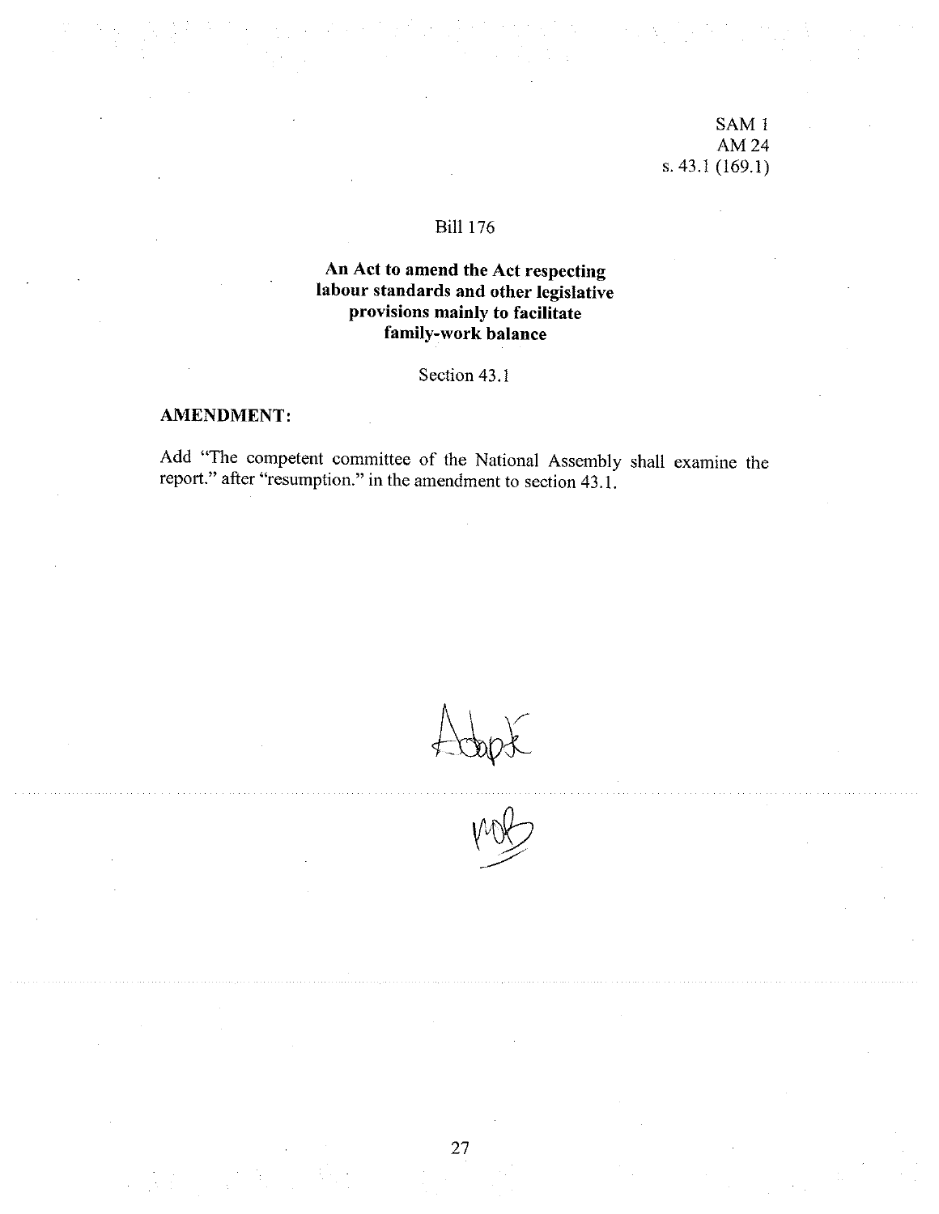SAM 1
AM 24
s. 43.1 (169.1)

Bill 176

**An Act to amend the Act respecting labour standards and other legislative provisions mainly to facilitate family-work balance**

Section 43.1

**AMENDMENT:**

Add "The competent committee of the National Assembly shall examine the report." after "resumption." in the amendment to section 43.1.

Adopté

MB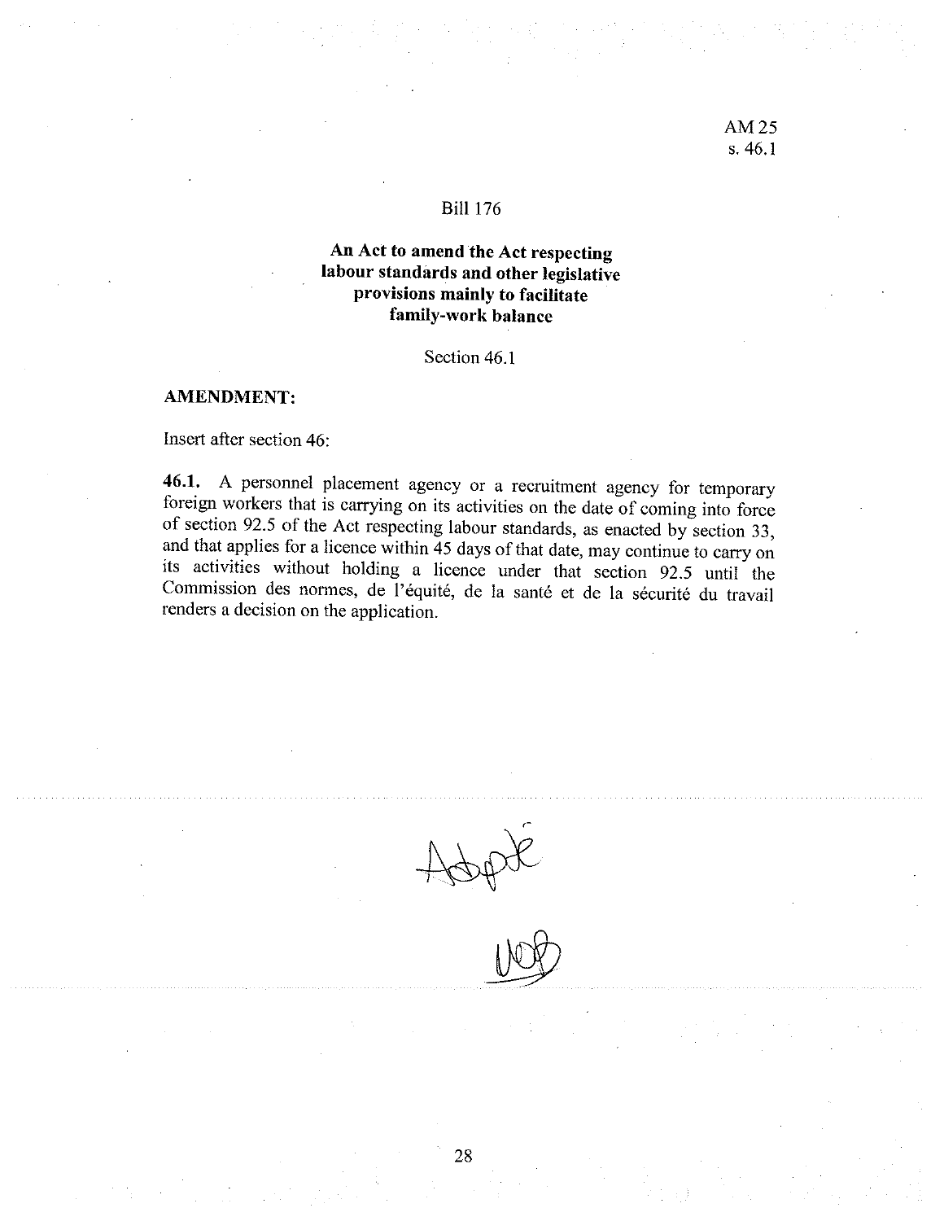AM 25
s. 46.1

Bill 176

**An Act to amend the Act respecting labour standards and other legislative provisions mainly to facilitate family-work balance**

Section 46.1

**AMENDMENT:**

Insert after section 46:

**46.1.** A personnel placement agency or a recruitment agency for temporary foreign workers that is carrying on its activities on the date of coming into force of section 92.5 of the Act respecting labour standards, as enacted by section 33, and that applies for a licence within 45 days of that date, may continue to carry on its activities without holding a licence under that section 92.5 until the Commission des normes, de l'équité, de la santé et de la sécurité du travail renders a decision on the application.

Adopté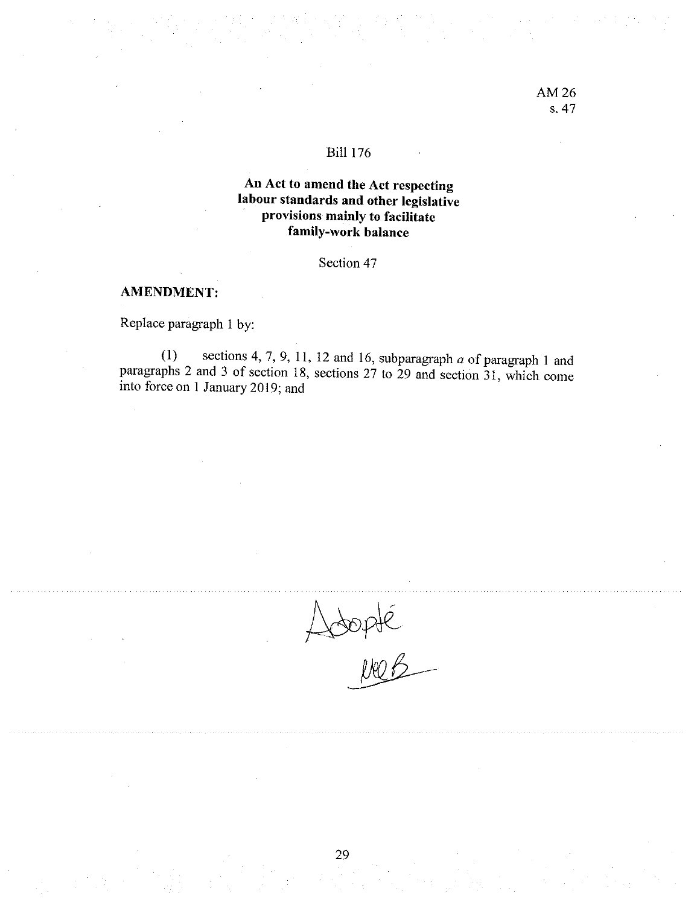AM 26
s. 47

Bill 176

**An Act to amend the Act respecting labour standards and other legislative provisions mainly to facilitate family-work balance**

Section 47

**AMENDMENT:**

Replace paragraph 1 by:

(1) sections 4, 7, 9, 11, 12 and 16, subparagraph *a* of paragraph 1 and paragraphs 2 and 3 of section 18, sections 27 to 29 and section 31, which come into force on 1 January 2019; and

Adopté